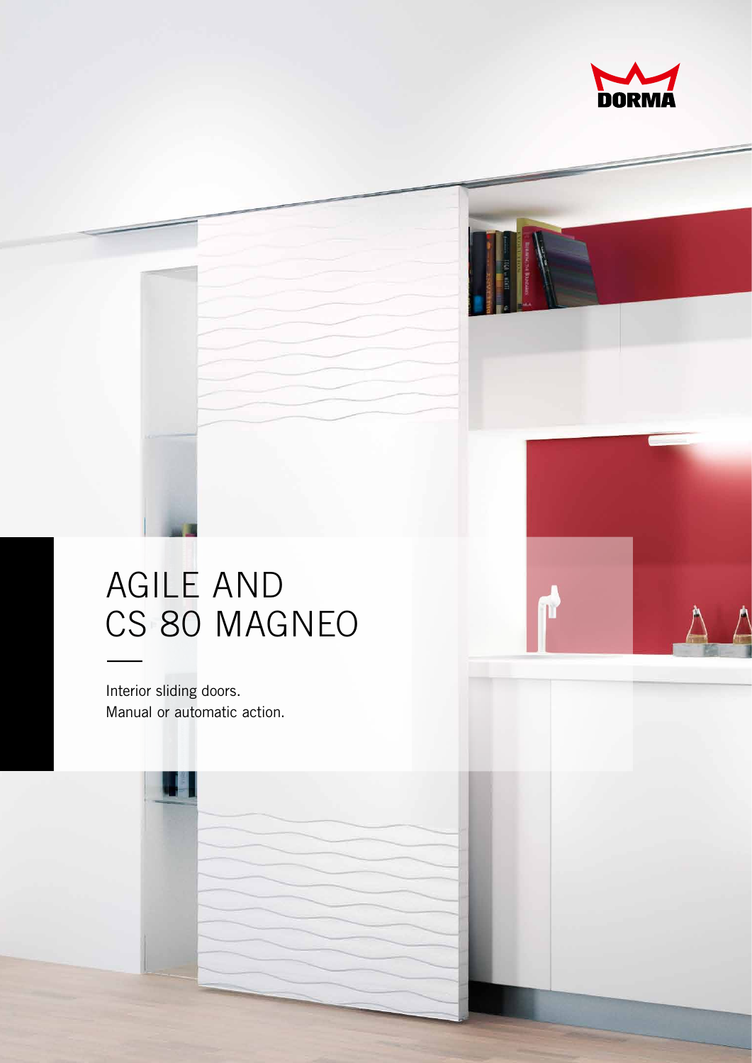DORMA

# AGILE AND CS 80 MAGNEO

Interior sliding doors.
Manual or automatic action.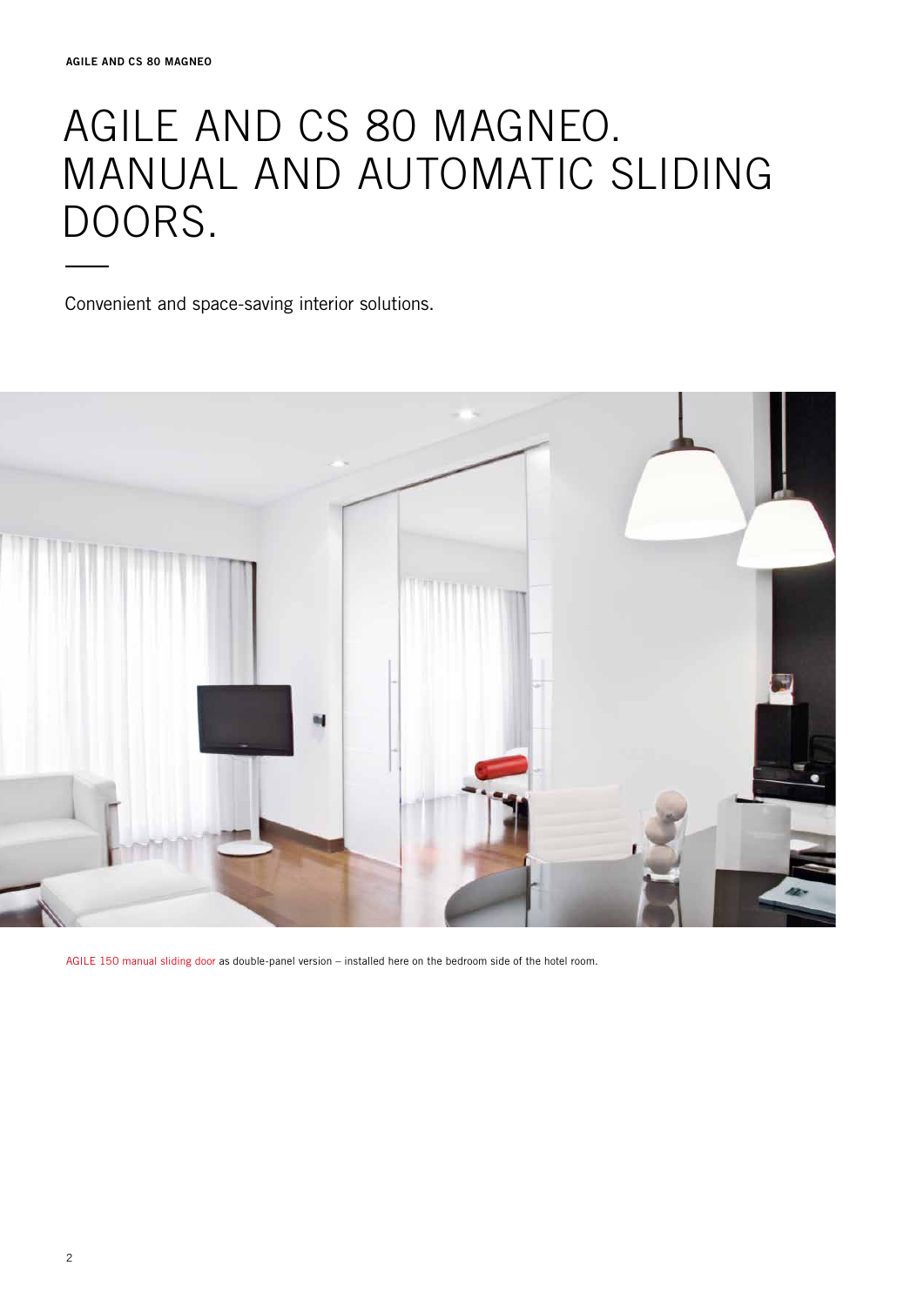# AGILE AND CS 80 MAGNEO. MANUAL AND AUTOMATIC SLIDING DOORS.

Convenient and space-saving interior solutions.

AGILE 150 manual sliding door as double-panel version – installed here on the bedroom side of the hotel room.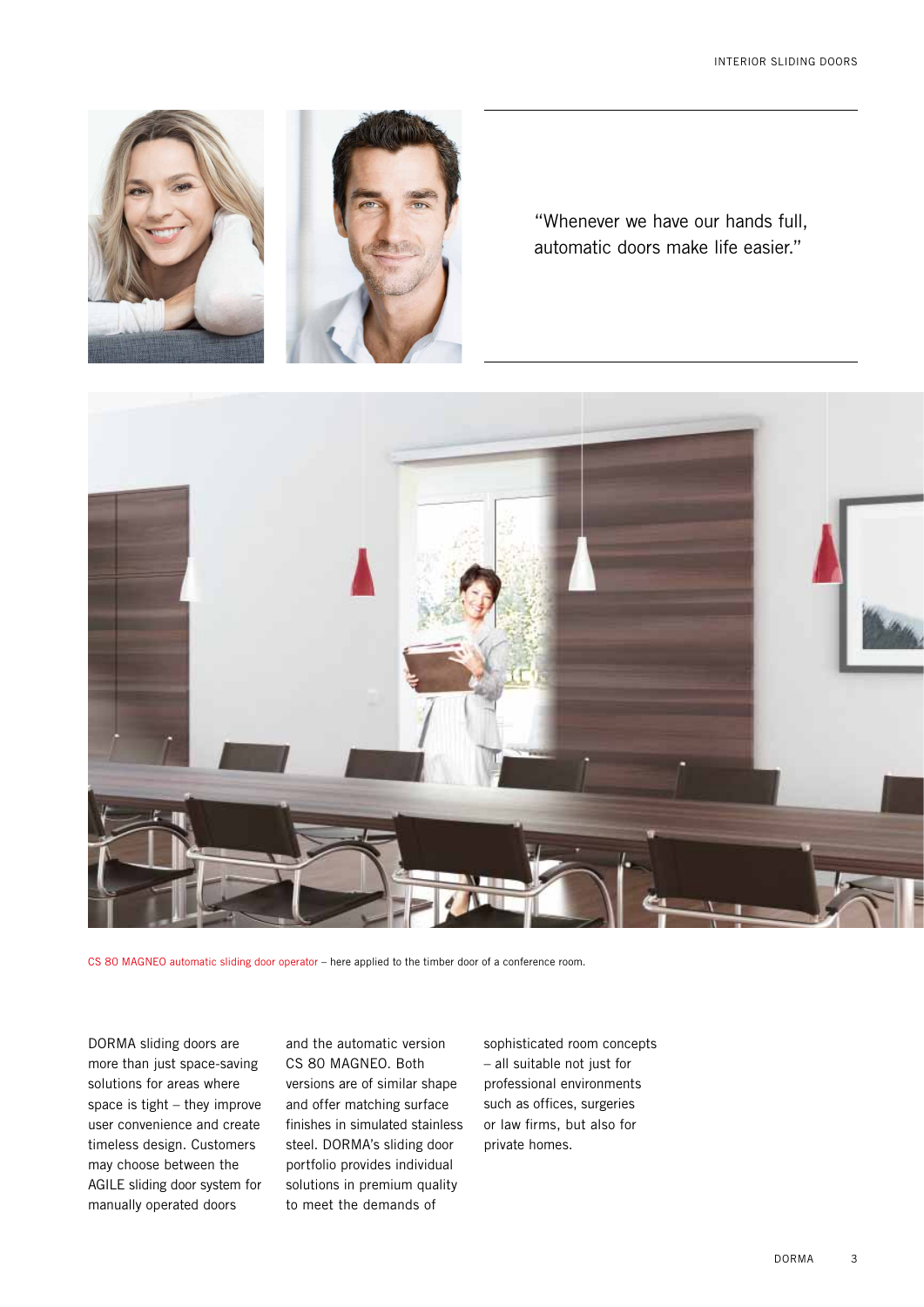"Whenever we have our hands full, automatic doors make life easier."

CS 80 MAGNEO automatic sliding door operator – here applied to the timber door of a conference room.

DORMA sliding doors are more than just space-saving solutions for areas where space is tight – they improve user convenience and create timeless design. Customers may choose between the AGILE sliding door system for manually operated doors and the automatic version CS 80 MAGNEO. Both versions are of similar shape and offer matching surface finishes in simulated stainless steel. DORMA's sliding door portfolio provides individual solutions in premium quality to meet the demands of sophisticated room concepts – all suitable not just for professional environments such as offices, surgeries or law firms, but also for private homes.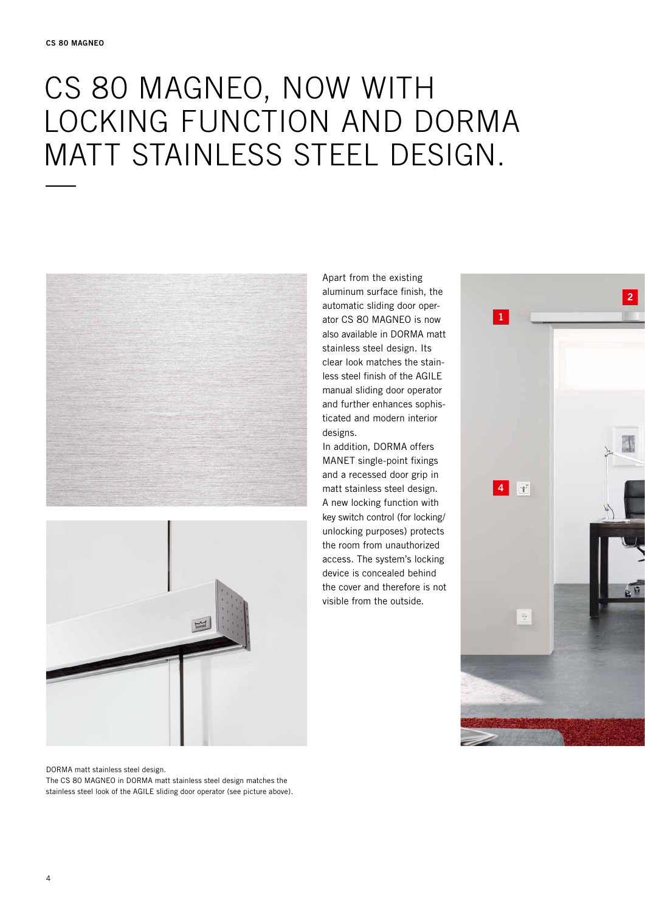# CS 80 MAGNEO, NOW WITH LOCKING FUNCTION AND DORMA MATT STAINLESS STEEL DESIGN.

Apart from the existing aluminum surface finish, the automatic sliding door operator CS 80 MAGNEO is now also available in DORMA matt stainless steel design. Its clear look matches the stainless steel finish of the AGILE manual sliding door operator and further enhances sophisticated and modern interior designs.

In addition, DORMA offers MANET single-point fixings and a recessed door grip in matt stainless steel design. A new locking function with key switch control (for locking/unlocking purposes) protects the room from unauthorized access. The system's locking device is concealed behind the cover and therefore is not visible from the outside.

DORMA matt stainless steel design.
The CS 80 MAGNEO in DORMA matt stainless steel design matches the stainless steel look of the AGILE sliding door operator (see picture above).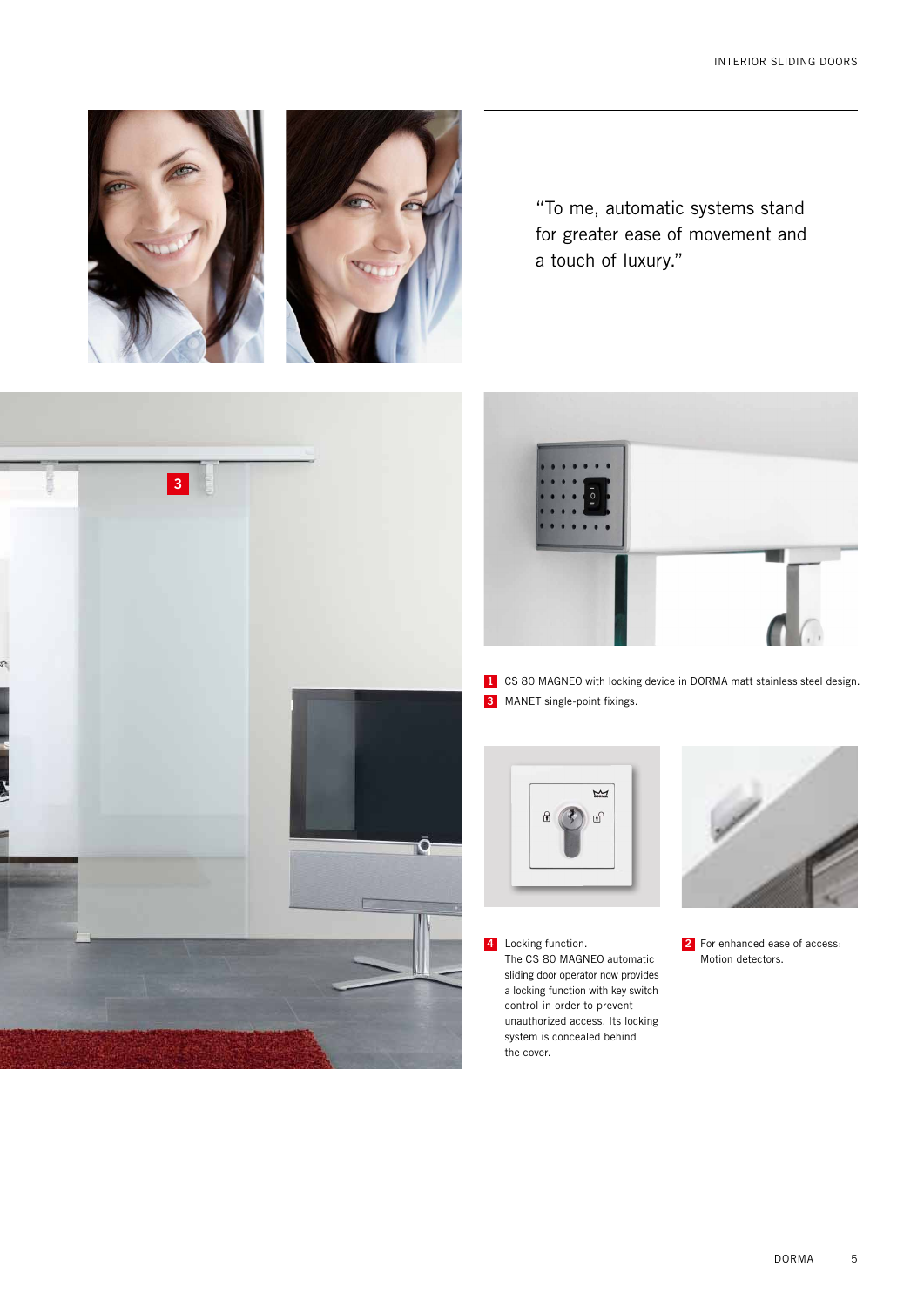"To me, automatic systems stand for greater ease of movement and a touch of luxury."

**1** CS 80 MAGNEO with locking device in DORMA matt stainless steel design.

**3** MANET single-point fixings.

**4** Locking function.
The CS 80 MAGNEO automatic sliding door operator now provides a locking function with key switch control in order to prevent unauthorized access. Its locking system is concealed behind the cover.

**2** For enhanced ease of access:
Motion detectors.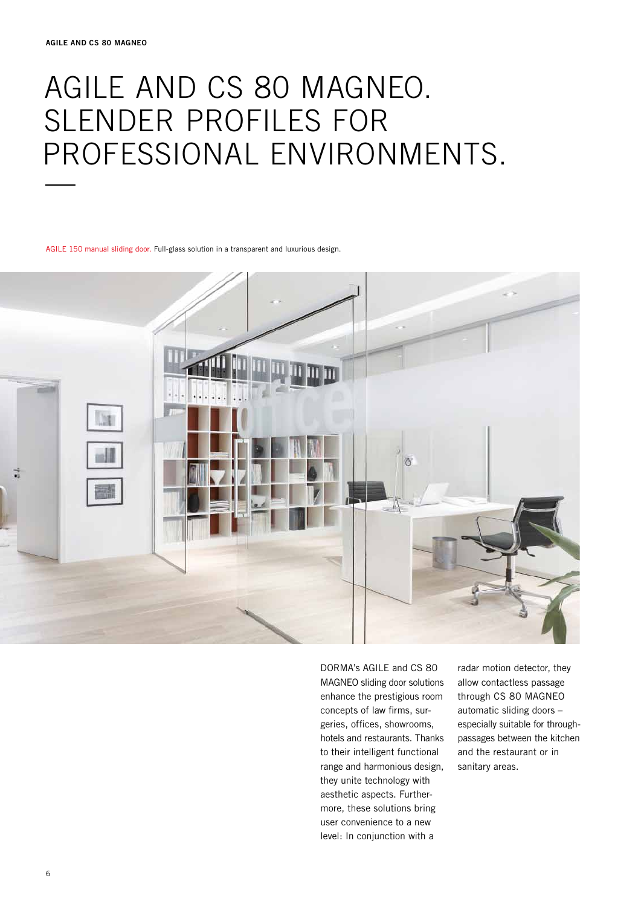# AGILE AND CS 80 MAGNEO. SLENDER PROFILES FOR PROFESSIONAL ENVIRONMENTS.

AGILE 150 manual sliding door. Full-glass solution in a transparent and luxurious design.

DORMA's AGILE and CS 80 MAGNEO sliding door solutions enhance the prestigious room concepts of law firms, surgeries, offices, showrooms, hotels and restaurants. Thanks to their intelligent functional range and harmonious design, they unite technology with aesthetic aspects. Furthermore, these solutions bring user convenience to a new level: In conjunction with a radar motion detector, they allow contactless passage through CS 80 MAGNEO automatic sliding doors – especially suitable for through-passages between the kitchen and the restaurant or in sanitary areas.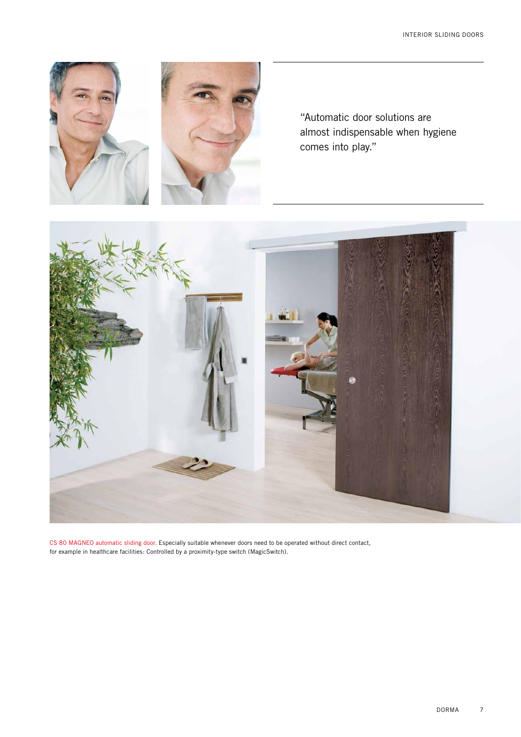"Automatic door solutions are almost indispensable when hygiene comes into play."

CS 80 MAGNEO automatic sliding door. Especially suitable whenever doors need to be operated without direct contact, for example in healthcare facilities: Controlled by a proximity-type switch (MagicSwitch).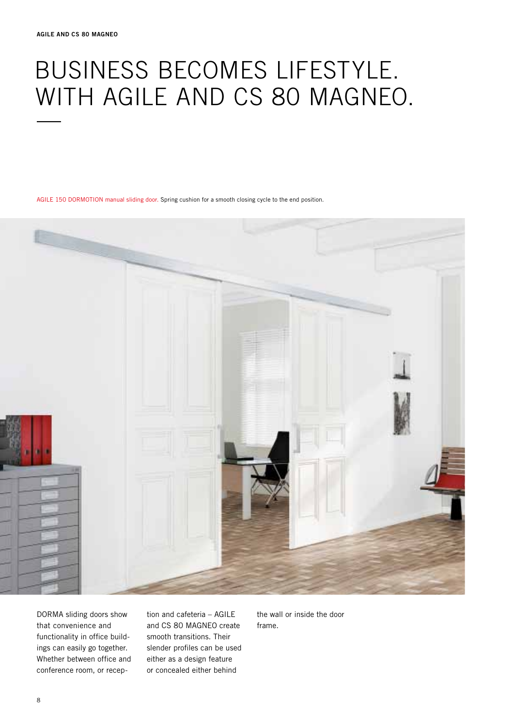# BUSINESS BECOMES LIFESTYLE. WITH AGILE AND CS 80 MAGNEO.

AGILE 150 DORMOTION manual sliding door. Spring cushion for a smooth closing cycle to the end position.

DORMA sliding doors show that convenience and functionality in office buildings can easily go together. Whether between office and conference room, or reception and cafeteria – AGILE and CS 80 MAGNEO create smooth transitions. Their slender profiles can be used either as a design feature or concealed either behind the wall or inside the door frame.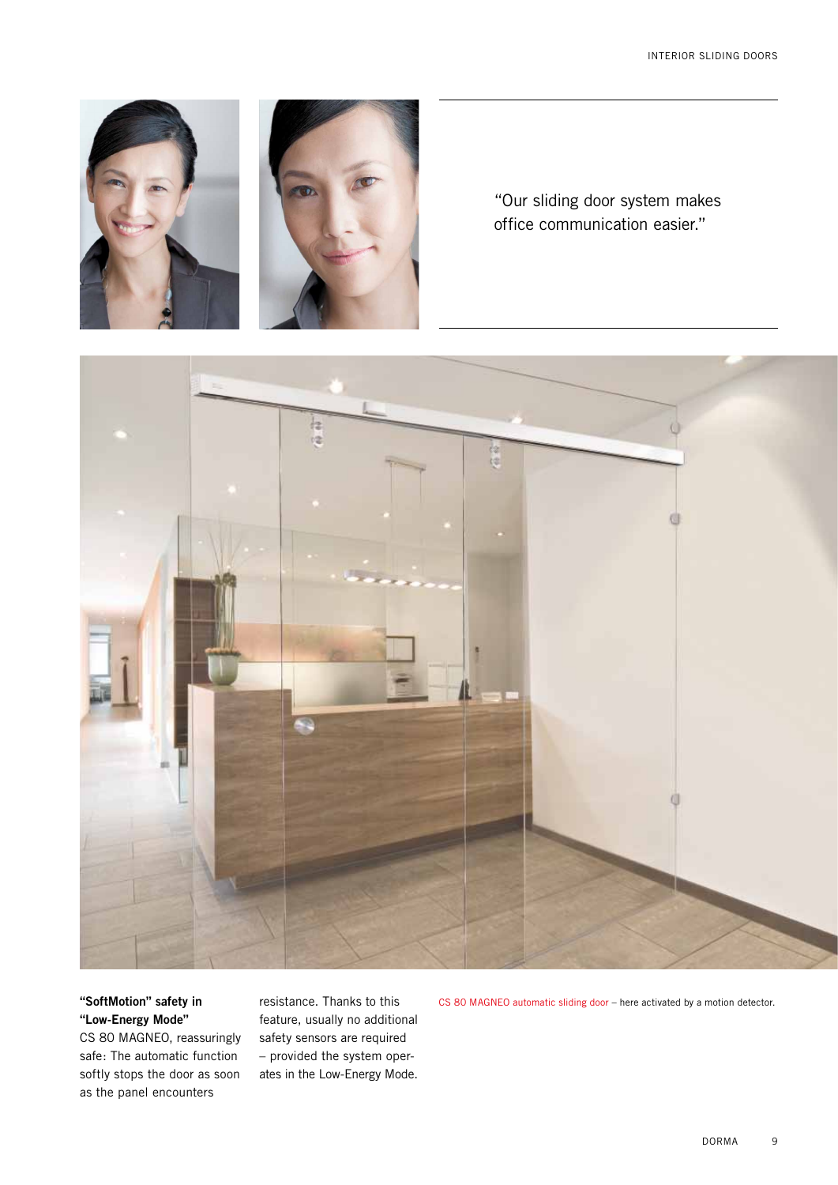"Our sliding door system makes office communication easier."

**"SoftMotion" safety in "Low-Energy Mode"**
CS 80 MAGNEO, reassuringly safe: The automatic function softly stops the door as soon as the panel encounters resistance. Thanks to this feature, usually no additional safety sensors are required – provided the system operates in the Low-Energy Mode.

CS 80 MAGNEO automatic sliding door – here activated by a motion detector.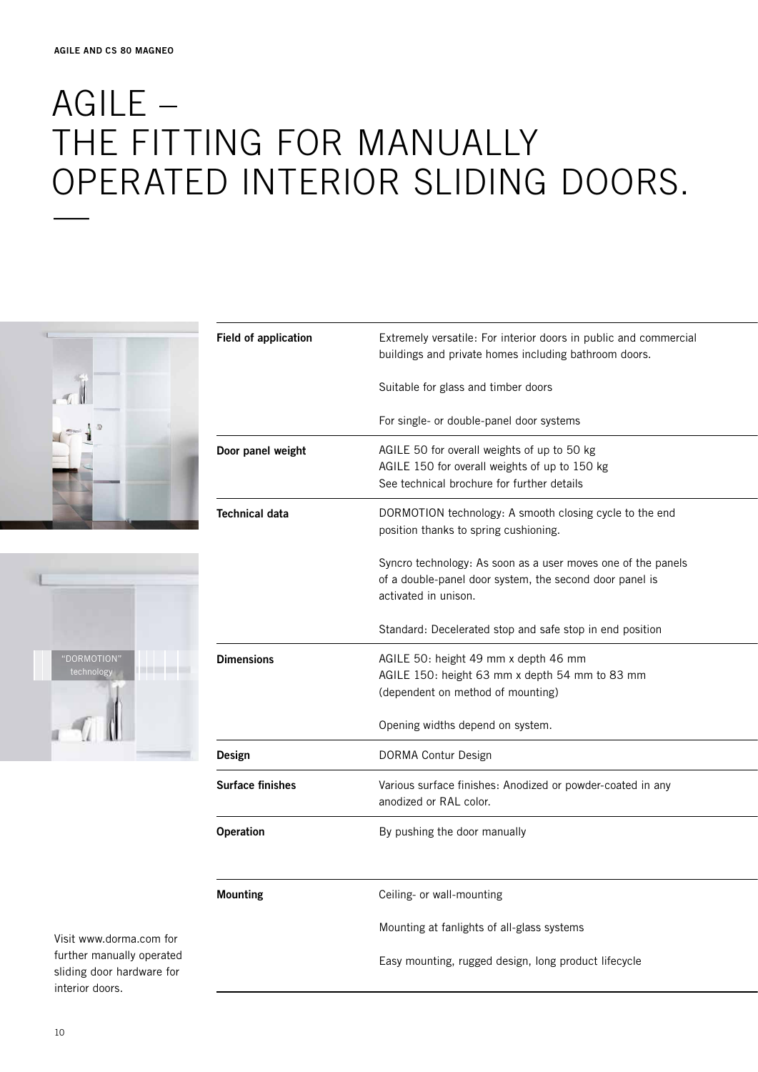# AGILE – THE FITTING FOR MANUALLY OPERATED INTERIOR SLIDING DOORS.

"DORMOTION" technology

| | |
|---|---|
| **Field of application** | Extremely versatile: For interior doors in public and commercial buildings and private homes including bathroom doors.<br><br>Suitable for glass and timber doors<br><br>For single- or double-panel door systems |
| **Door panel weight** | AGILE 50 for overall weights of up to 50 kg<br>AGILE 150 for overall weights of up to 150 kg<br>See technical brochure for further details |
| **Technical data** | DORMOTION technology: A smooth closing cycle to the end position thanks to spring cushioning.<br><br>Syncro technology: As soon as a user moves one of the panels of a double-panel door system, the second door panel is activated in unison.<br><br>Standard: Decelerated stop and safe stop in end position |
| **Dimensions** | AGILE 50: height 49 mm x depth 46 mm<br>AGILE 150: height 63 mm x depth 54 mm to 83 mm (dependent on method of mounting)<br><br>Opening widths depend on system. |
| **Design** | DORMA Contur Design |
| **Surface finishes** | Various surface finishes: Anodized or powder-coated in any anodized or RAL color. |
| **Operation** | By pushing the door manually |
| **Mounting** | Ceiling- or wall-mounting<br><br>Mounting at fanlights of all-glass systems<br><br>Easy mounting, rugged design, long product lifecycle |

Visit www.dorma.com for further manually operated sliding door hardware for interior doors.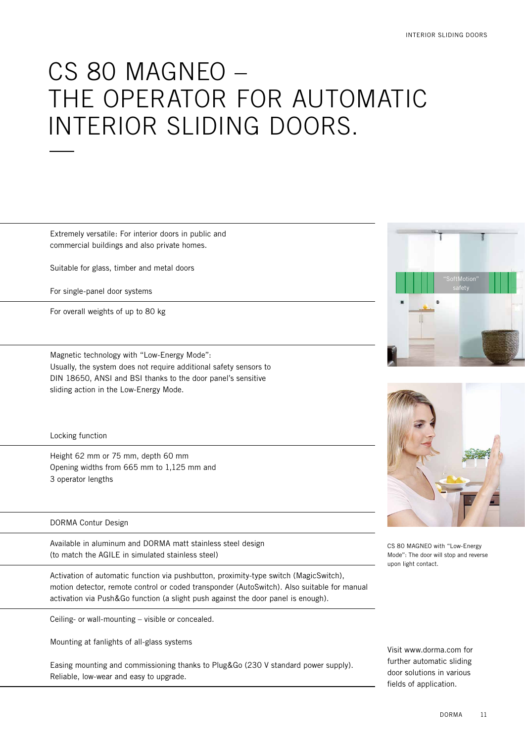# CS 80 MAGNEO – THE OPERATOR FOR AUTOMATIC INTERIOR SLIDING DOORS.

Extremely versatile: For interior doors in public and commercial buildings and also private homes.

Suitable for glass, timber and metal doors

For single-panel door systems

For overall weights of up to 80 kg

Magnetic technology with "Low-Energy Mode":
Usually, the system does not require additional safety sensors to DIN 18650, ANSI and BSI thanks to the door panel's sensitive sliding action in the Low-Energy Mode.

Locking function

Height 62 mm or 75 mm, depth 60 mm
Opening widths from 665 mm to 1,125 mm and 3 operator lengths

DORMA Contur Design

Available in aluminum and DORMA matt stainless steel design (to match the AGILE in simulated stainless steel)

Activation of automatic function via pushbutton, proximity-type switch (MagicSwitch), motion detector, remote control or coded transponder (AutoSwitch). Also suitable for manual activation via Push&Go function (a slight push against the door panel is enough).

Ceiling- or wall-mounting – visible or concealed.

Mounting at fanlights of all-glass systems

Easing mounting and commissioning thanks to Plug&Go (230 V standard power supply). Reliable, low-wear and easy to upgrade.

"SoftMotion" safety

CS 80 MAGNEO with "Low-Energy Mode": The door will stop and reverse upon light contact.

Visit www.dorma.com for further automatic sliding door solutions in various fields of application.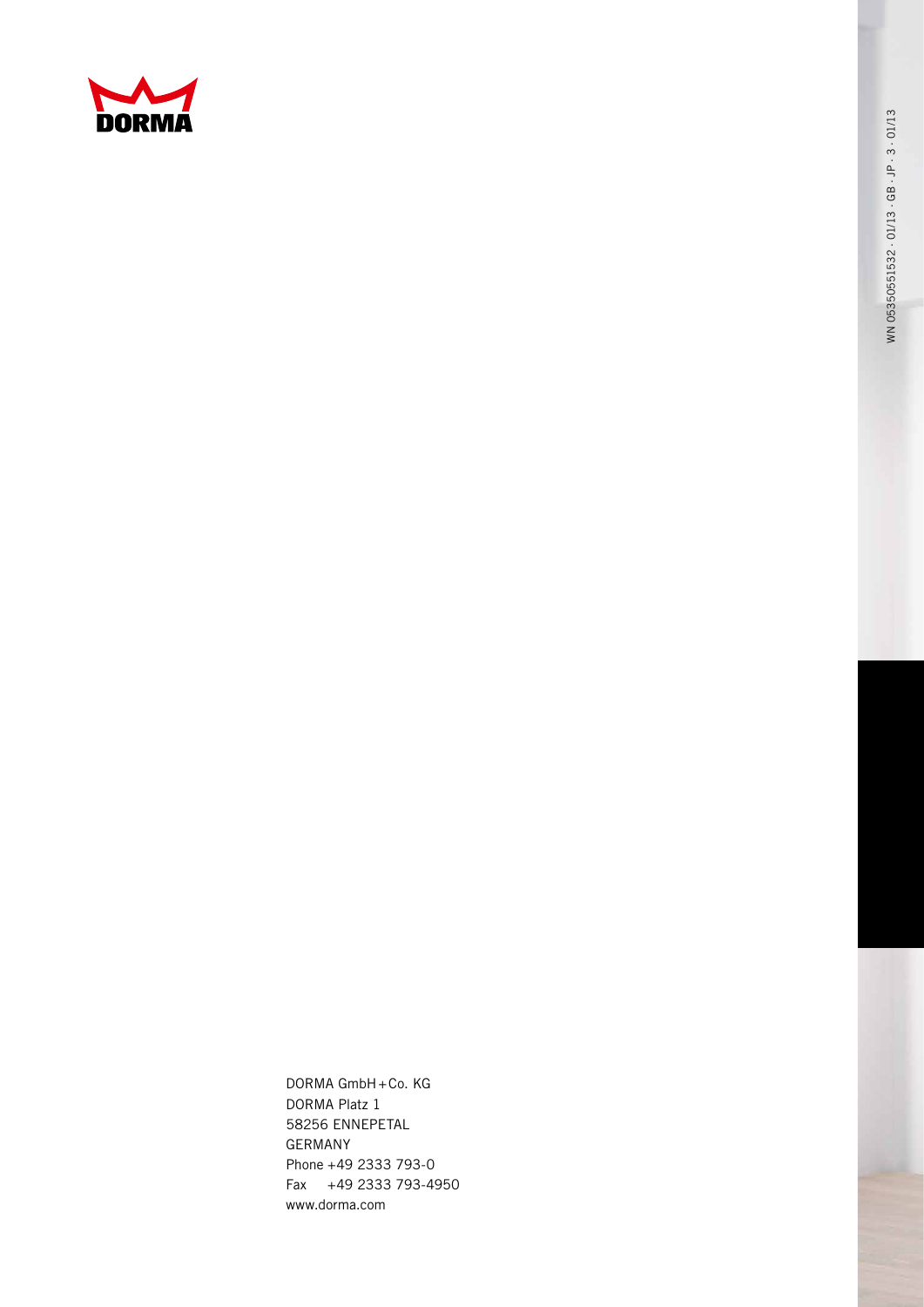DORMA

DORMA GmbH + Co. KG
DORMA Platz 1
58256 ENNEPETAL
GERMANY
Phone +49 2333 793-0
Fax +49 2333 793-4950
www.dorma.com

WN 05350551532 · 01/13 · GB · JP · 3 · 01/13